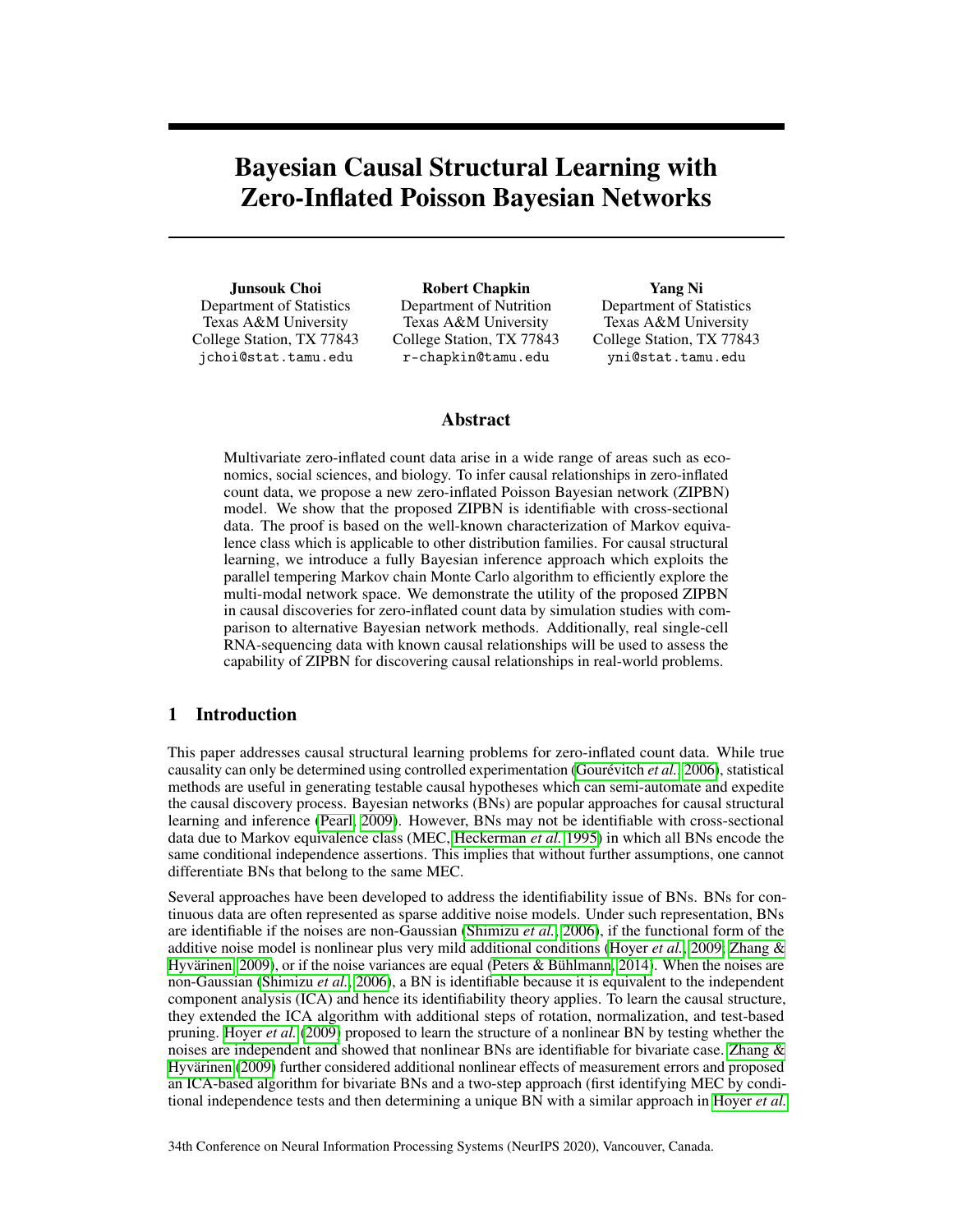# Bayesian Causal Structural Learning with Zero-Inflated Poisson Bayesian Networks

**Junsouk Choi**
Department of Statistics
Texas A&M University
College Station, TX 77843
jchoi@stat.tamu.edu

**Robert Chapkin**
Department of Nutrition
Texas A&M University
College Station, TX 77843
r-chapkin@tamu.edu

**Yang Ni**
Department of Statistics
Texas A&M University
College Station, TX 77843
yni@stat.tamu.edu

## Abstract

Multivariate zero-inflated count data arise in a wide range of areas such as economics, social sciences, and biology. To infer causal relationships in zero-inflated count data, we propose a new zero-inflated Poisson Bayesian network (ZIPBN) model. We show that the proposed ZIPBN is identifiable with cross-sectional data. The proof is based on the well-known characterization of Markov equivalence class which is applicable to other distribution families. For causal structural learning, we introduce a fully Bayesian inference approach which exploits the parallel tempering Markov chain Monte Carlo algorithm to efficiently explore the multi-modal network space. We demonstrate the utility of the proposed ZIPBN in causal discoveries for zero-inflated count data by simulation studies with comparison to alternative Bayesian network methods. Additionally, real single-cell RNA-sequencing data with known causal relationships will be used to assess the capability of ZIPBN for discovering causal relationships in real-world problems.

## 1 Introduction

This paper addresses causal structural learning problems for zero-inflated count data. While true causality can only be determined using controlled experimentation (Gourévitch *et al.*, 2006), statistical methods are useful in generating testable causal hypotheses which can semi-automate and expedite the causal discovery process. Bayesian networks (BNs) are popular approaches for causal structural learning and inference (Pearl, 2009). However, BNs may not be identifiable with cross-sectional data due to Markov equivalence class (MEC, Heckerman *et al.* 1995) in which all BNs encode the same conditional independence assertions. This implies that without further assumptions, one cannot differentiate BNs that belong to the same MEC.

Several approaches have been developed to address the identifiability issue of BNs. BNs for continuous data are often represented as sparse additive noise models. Under such representation, BNs are identifiable if the noises are non-Gaussian (Shimizu *et al.*, 2006), if the functional form of the additive noise model is nonlinear plus very mild additional conditions (Hoyer *et al.*, 2009; Zhang & Hyvärinen, 2009), or if the noise variances are equal (Peters & Bühlmann, 2014). When the noises are non-Gaussian (Shimizu *et al.*, 2006), a BN is identifiable because it is equivalent to the independent component analysis (ICA) and hence its identifiability theory applies. To learn the causal structure, they extended the ICA algorithm with additional steps of rotation, normalization, and test-based pruning. Hoyer *et al.* (2009) proposed to learn the structure of a nonlinear BN by testing whether the noises are independent and showed that nonlinear BNs are identifiable for bivariate case. Zhang & Hyvärinen (2009) further considered additional nonlinear effects of measurement errors and proposed an ICA-based algorithm for bivariate BNs and a two-step approach (first identifying MEC by conditional independence tests and then determining a unique BN with a similar approach in Hoyer *et al.*

34th Conference on Neural Information Processing Systems (NeurIPS 2020), Vancouver, Canada.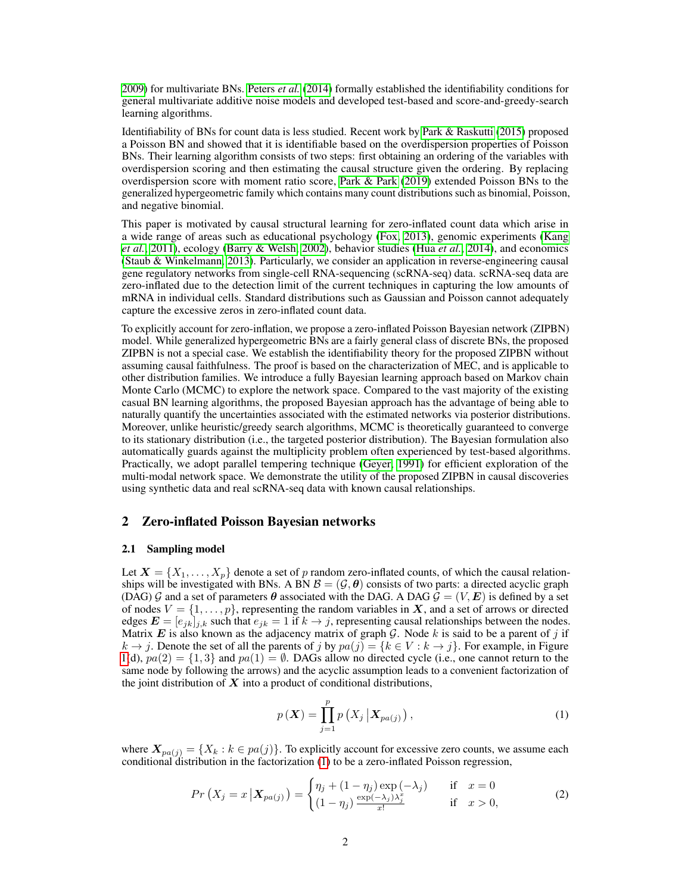2009) for multivariate BNs. Peters *et al.* (2014) formally established the identifiability conditions for general multivariate additive noise models and developed test-based and score-and-greedy-search learning algorithms.

Identifiability of BNs for count data is less studied. Recent work by Park & Raskutti (2015) proposed a Poisson BN and showed that it is identifiable based on the overdispersion properties of Poisson BNs. Their learning algorithm consists of two steps: first obtaining an ordering of the variables with overdispersion scoring and then estimating the causal structure given the ordering. By replacing overdispersion score with moment ratio score, Park & Park (2019) extended Poisson BNs to the generalized hypergeometric family which contains many count distributions such as binomial, Poisson, and negative binomial.

This paper is motivated by causal structural learning for zero-inflated count data which arise in a wide range of areas such as educational psychology (Fox, 2013), genomic experiments (Kang *et al.*, 2011), ecology (Barry & Welsh, 2002), behavior studies (Hua *et al.*, 2014), and economics (Staub & Winkelmann, 2013). Particularly, we consider an application in reverse-engineering causal gene regulatory networks from single-cell RNA-sequencing (scRNA-seq) data. scRNA-seq data are zero-inflated due to the detection limit of the current techniques in capturing the low amounts of mRNA in individual cells. Standard distributions such as Gaussian and Poisson cannot adequately capture the excessive zeros in zero-inflated count data.

To explicitly account for zero-inflation, we propose a zero-inflated Poisson Bayesian network (ZIPBN) model. While generalized hypergeometric BNs are a fairly general class of discrete BNs, the proposed ZIPBN is not a special case. We establish the identifiability theory for the proposed ZIPBN without assuming causal faithfulness. The proof is based on the characterization of MEC, and is applicable to other distribution families. We introduce a fully Bayesian learning approach based on Markov chain Monte Carlo (MCMC) to explore the network space. Compared to the vast majority of the existing casual BN learning algorithms, the proposed Bayesian approach has the advantage of being able to naturally quantify the uncertainties associated with the estimated networks via posterior distributions. Moreover, unlike heuristic/greedy search algorithms, MCMC is theoretically guaranteed to converge to its stationary distribution (i.e., the targeted posterior distribution). The Bayesian formulation also automatically guards against the multiplicity problem often experienced by test-based algorithms. Practically, we adopt parallel tempering technique (Geyer, 1991) for efficient exploration of the multi-modal network space. We demonstrate the utility of the proposed ZIPBN in causal discoveries using synthetic data and real scRNA-seq data with known causal relationships.

## 2 Zero-inflated Poisson Bayesian networks

### 2.1 Sampling model

Let $\boldsymbol{X} = \{X_1, \dots, X_p\}$ denote a set of $p$ random zero-inflated counts, of which the causal relationships will be investigated with BNs. A BN $\mathcal{B} = (\mathcal{G}, \boldsymbol{\theta})$ consists of two parts: a directed acyclic graph (DAG) $\mathcal{G}$ and a set of parameters $\boldsymbol{\theta}$ associated with the DAG. A DAG $\mathcal{G} = (V, \boldsymbol{E})$ is defined by a set of nodes $V = \{1, \dots, p\}$, representing the random variables in $\boldsymbol{X}$, and a set of arrows or directed edges $\boldsymbol{E} = [e_{jk}]_{j,k}$ such that $e_{jk} = 1$ if $k \to j$, representing causal relationships between the nodes. Matrix $\boldsymbol{E}$ is also known as the adjacency matrix of graph $\mathcal{G}$. Node $k$ is said to be a parent of $j$ if $k \to j$. Denote the set of all the parents of $j$ by $pa(j) = \{k \in V : k \to j\}$. For example, in Figure 1(d), $pa(2) = \{1, 3\}$ and $pa(1) = \emptyset$. DAGs allow no directed cycle (i.e., one cannot return to the same node by following the arrows) and the acyclic assumption leads to a convenient factorization of the joint distribution of $\boldsymbol{X}$ into a product of conditional distributions,

$$p(\boldsymbol{X}) = \prod_{j=1}^{p} p\left(X_j \,\middle|\, \boldsymbol{X}_{pa(j)}\right), \tag{1}$$

where $\boldsymbol{X}_{pa(j)} = \{X_k : k \in pa(j)\}$. To explicitly account for excessive zero counts, we assume each conditional distribution in the factorization (1) to be a zero-inflated Poisson regression,

$$Pr\left(X_j = x \,\middle|\, \boldsymbol{X}_{pa(j)}\right) = \begin{cases} \eta_j + (1 - \eta_j) \exp(-\lambda_j) & \text{if } \ x = 0 \\ (1 - \eta_j) \frac{\exp(-\lambda_j) \lambda_j^x}{x!} & \text{if } \ x > 0, \end{cases} \tag{2}$$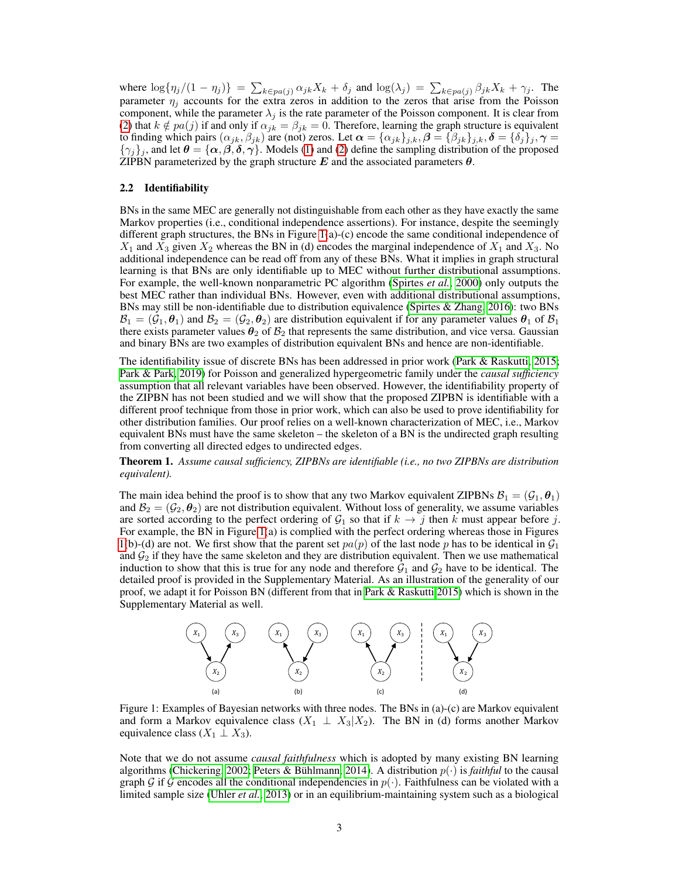where $\log\{\eta_j/(1-\eta_j)\} = \sum_{k\in pa(j)} \alpha_{jk}X_k + \delta_j$ and $\log(\lambda_j) = \sum_{k\in pa(j)} \beta_{jk}X_k + \gamma_j$. The parameter $\eta_j$ accounts for the extra zeros in addition to the zeros that arise from the Poisson component, while the parameter $\lambda_j$ is the rate parameter of the Poisson component. It is clear from (2) that $k \notin pa(j)$ if and only if $\alpha_{jk} = \beta_{jk} = 0$. Therefore, learning the graph structure is equivalent to finding which pairs $(\alpha_{jk}, \beta_{jk})$ are (not) zeros. Let $\boldsymbol{\alpha} = \{\alpha_{jk}\}_{j,k}, \boldsymbol{\beta} = \{\beta_{jk}\}_{j,k}, \boldsymbol{\delta} = \{\delta_j\}_j, \boldsymbol{\gamma} = \{\gamma_j\}_j$, and let $\boldsymbol{\theta} = \{\boldsymbol{\alpha}, \boldsymbol{\beta}, \boldsymbol{\delta}, \boldsymbol{\gamma}\}$. Models (1) and (2) define the sampling distribution of the proposed ZIPBN parameterized by the graph structure $\boldsymbol{E}$ and the associated parameters $\boldsymbol{\theta}$.

### 2.2 Identifiability

BNs in the same MEC are generally not distinguishable from each other as they have exactly the same Markov properties (i.e., conditional independence assertions). For instance, despite the seemingly different graph structures, the BNs in Figure 1(a)-(c) encode the same conditional independence of $X_1$ and $X_3$ given $X_2$ whereas the BN in (d) encodes the marginal independence of $X_1$ and $X_3$. No additional independence can be read off from any of these BNs. What it implies in graph structural learning is that BNs are only identifiable up to MEC without further distributional assumptions. For example, the well-known nonparametric PC algorithm (Spirtes *et al.*, 2000) only outputs the best MEC rather than individual BNs. However, even with additional distributional assumptions, BNs may still be non-identifiable due to distribution equivalence (Spirtes & Zhang, 2016): two BNs $\mathcal{B}_1 = (\mathcal{G}_1, \boldsymbol{\theta}_1)$ and $\mathcal{B}_2 = (\mathcal{G}_2, \boldsymbol{\theta}_2)$ are distribution equivalent if for any parameter values $\boldsymbol{\theta}_1$ of $\mathcal{B}_1$ there exists parameter values $\boldsymbol{\theta}_2$ of $\mathcal{B}_2$ that represents the same distribution, and vice versa. Gaussian and binary BNs are two examples of distribution equivalent BNs and hence are non-identifiable.

The identifiability issue of discrete BNs has been addressed in prior work (Park & Raskutti, 2015; Park & Park, 2019) for Poisson and generalized hypergeometric family under the *causal sufficiency* assumption that all relevant variables have been observed. However, the identifiability property of the ZIPBN has not been studied and we will show that the proposed ZIPBN is identifiable with a different proof technique from those in prior work, which can also be used to prove identifiability for other distribution families. Our proof relies on a well-known characterization of MEC, i.e., Markov equivalent BNs must have the same skeleton – the skeleton of a BN is the undirected graph resulting from converting all directed edges to undirected edges.

**Theorem 1.** *Assume causal sufficiency, ZIPBNs are identifiable (i.e., no two ZIPBNs are distribution equivalent).*

The main idea behind the proof is to show that any two Markov equivalent ZIPBNs $\mathcal{B}_1 = (\mathcal{G}_1, \boldsymbol{\theta}_1)$ and $\mathcal{B}_2 = (\mathcal{G}_2, \boldsymbol{\theta}_2)$ are not distribution equivalent. Without loss of generality, we assume variables are sorted according to the perfect ordering of $\mathcal{G}_1$ so that if $k \to j$ then $k$ must appear before $j$. For example, the BN in Figure 1(a) is complied with the perfect ordering whereas those in Figures 1(b)-(d) are not. We first show that the parent set $pa(p)$ of the last node $p$ has to be identical in $\mathcal{G}_1$ and $\mathcal{G}_2$ if they have the same skeleton and they are distribution equivalent. Then we use mathematical induction to show that this is true for any node and therefore $\mathcal{G}_1$ and $\mathcal{G}_2$ have to be identical. The detailed proof is provided in the Supplementary Material. As an illustration of the generality of our proof, we adapt it for Poisson BN (different from that in Park & Raskutti 2015) which is shown in the Supplementary Material as well.

Figure 1: Examples of Bayesian networks with three nodes. The BNs in (a)-(c) are Markov equivalent and form a Markov equivalence class ($X_1 \perp X_3 | X_2$). The BN in (d) forms another Markov equivalence class ($X_1 \perp X_3$).

Note that we do not assume *causal faithfulness* which is adopted by many existing BN learning algorithms (Chickering, 2002; Peters & Bühlmann, 2014). A distribution $p(\cdot)$ is *faithful* to the causal graph $\mathcal{G}$ if $\mathcal{G}$ encodes all the conditional independencies in $p(\cdot)$. Faithfulness can be violated with a limited sample size (Uhler *et al.*, 2013) or in an equilibrium-maintaining system such as a biological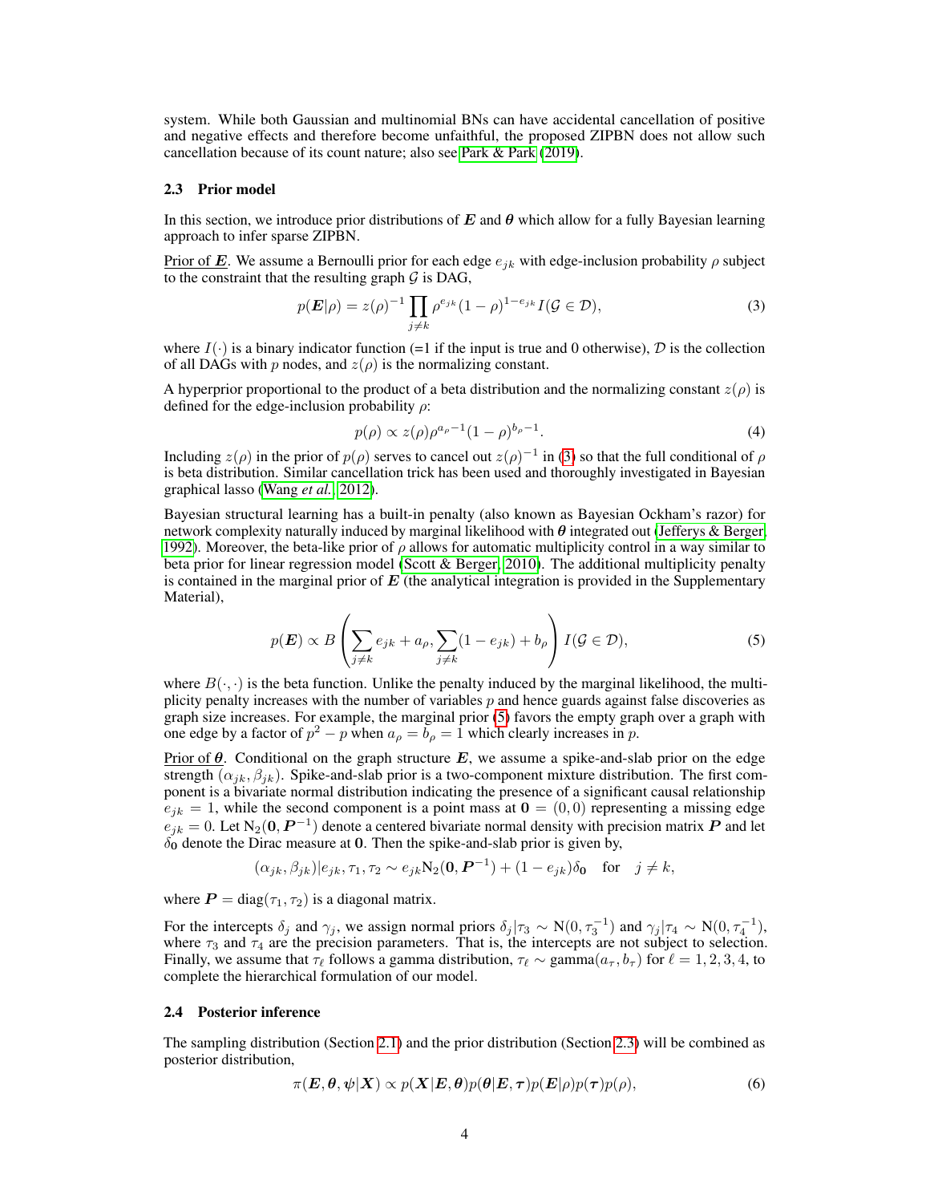system. While both Gaussian and multinomial BNs can have accidental cancellation of positive and negative effects and therefore become unfaithful, the proposed ZIPBN does not allow such cancellation because of its count nature; also see Park & Park (2019).

### 2.3 Prior model

In this section, we introduce prior distributions of $\boldsymbol{E}$ and $\boldsymbol{\theta}$ which allow for a fully Bayesian learning approach to infer sparse ZIPBN.

Prior of $\boldsymbol{E}$. We assume a Bernoulli prior for each edge $e_{jk}$ with edge-inclusion probability $\rho$ subject to the constraint that the resulting graph $\mathcal{G}$ is DAG,

$$p(\boldsymbol{E}|\rho) = z(\rho)^{-1} \prod_{j \neq k} \rho^{e_{jk}} (1-\rho)^{1-e_{jk}} I(\mathcal{G} \in \mathcal{D}), \tag{3}$$

where $I(\cdot)$ is a binary indicator function (=1 if the input is true and 0 otherwise), $\mathcal{D}$ is the collection of all DAGs with $p$ nodes, and $z(\rho)$ is the normalizing constant.

A hyperprior proportional to the product of a beta distribution and the normalizing constant $z(\rho)$ is defined for the edge-inclusion probability $\rho$:

$$p(\rho) \propto z(\rho) \rho^{a_\rho - 1} (1-\rho)^{b_\rho - 1}. \tag{4}$$

Including $z(\rho)$ in the prior of $p(\rho)$ serves to cancel out $z(\rho)^{-1}$ in (3) so that the full conditional of $\rho$ is beta distribution. Similar cancellation trick has been used and thoroughly investigated in Bayesian graphical lasso (Wang *et al.*, 2012).

Bayesian structural learning has a built-in penalty (also known as Bayesian Ockham's razor) for network complexity naturally induced by marginal likelihood with $\boldsymbol{\theta}$ integrated out (Jefferys & Berger, 1992). Moreover, the beta-like prior of $\rho$ allows for automatic multiplicity control in a way similar to beta prior for linear regression model (Scott & Berger, 2010). The additional multiplicity penalty is contained in the marginal prior of $\boldsymbol{E}$ (the analytical integration is provided in the Supplementary Material),

$$p(\boldsymbol{E}) \propto B\left( \sum_{j \neq k} e_{jk} + a_\rho, \sum_{j \neq k} (1 - e_{jk}) + b_\rho \right) I(\mathcal{G} \in \mathcal{D}), \tag{5}$$

where $B(\cdot, \cdot)$ is the beta function. Unlike the penalty induced by the marginal likelihood, the multiplicity penalty increases with the number of variables $p$ and hence guards against false discoveries as graph size increases. For example, the marginal prior (5) favors the empty graph over a graph with one edge by a factor of $p^2 - p$ when $a_\rho = b_\rho = 1$ which clearly increases in $p$.

Prior of $\boldsymbol{\theta}$. Conditional on the graph structure $\boldsymbol{E}$, we assume a spike-and-slab prior on the edge strength $(\alpha_{jk}, \beta_{jk})$. Spike-and-slab prior is a two-component mixture distribution. The first component is a bivariate normal distribution indicating the presence of a significant causal relationship $e_{jk} = 1$, while the second component is a point mass at $\boldsymbol{0} = (0, 0)$ representing a missing edge $e_{jk} = 0$. Let $\text{N}_2(\boldsymbol{0}, \boldsymbol{P}^{-1})$ denote a centered bivariate normal density with precision matrix $\boldsymbol{P}$ and let $\delta_{\boldsymbol{0}}$ denote the Dirac measure at $\boldsymbol{0}$. Then the spike-and-slab prior is given by,

$$(\alpha_{jk}, \beta_{jk}) | e_{jk}, \tau_1, \tau_2 \sim e_{jk} \text{N}_2(\boldsymbol{0}, \boldsymbol{P}^{-1}) + (1 - e_{jk}) \delta_{\boldsymbol{0}} \quad \text{for} \quad j \neq k,$$

where $\boldsymbol{P} = \text{diag}(\tau_1, \tau_2)$ is a diagonal matrix.

For the intercepts $\delta_j$ and $\gamma_j$, we assign normal priors $\delta_j | \tau_3 \sim \text{N}(0, \tau_3^{-1})$ and $\gamma_j | \tau_4 \sim \text{N}(0, \tau_4^{-1})$, where $\tau_3$ and $\tau_4$ are the precision parameters. That is, the intercepts are not subject to selection. Finally, we assume that $\tau_\ell$ follows a gamma distribution, $\tau_\ell \sim \text{gamma}(a_\tau, b_\tau)$ for $\ell = 1, 2, 3, 4$, to complete the hierarchical formulation of our model.

### 2.4 Posterior inference

The sampling distribution (Section 2.1) and the prior distribution (Section 2.3) will be combined as posterior distribution,

$$\pi(\boldsymbol{E}, \boldsymbol{\theta}, \boldsymbol{\psi} | \boldsymbol{X}) \propto p(\boldsymbol{X} | \boldsymbol{E}, \boldsymbol{\theta}) p(\boldsymbol{\theta} | \boldsymbol{E}, \boldsymbol{\tau}) p(\boldsymbol{E} | \rho) p(\boldsymbol{\tau}) p(\rho), \tag{6}$$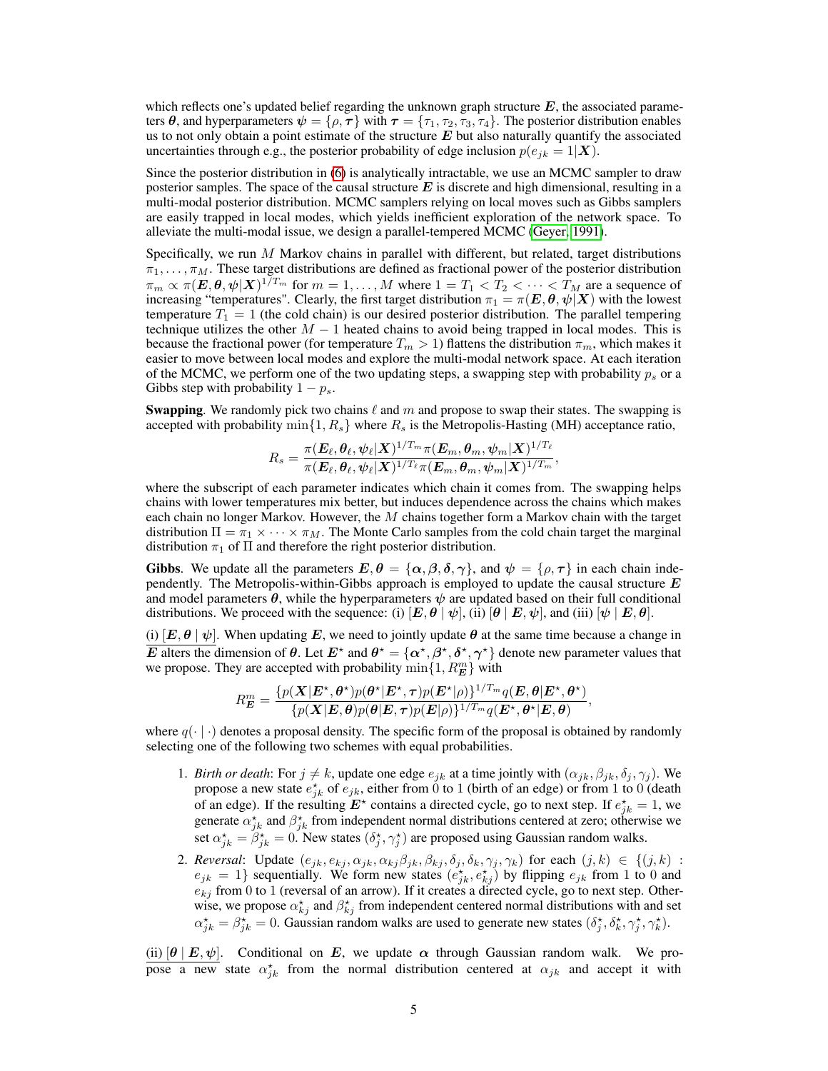which reflects one's updated belief regarding the unknown graph structure $\boldsymbol{E}$, the associated parameters $\boldsymbol{\theta}$, and hyperparameters $\boldsymbol{\psi} = \{\rho, \boldsymbol{\tau}\}$ with $\boldsymbol{\tau} = \{\tau_1, \tau_2, \tau_3, \tau_4\}$. The posterior distribution enables us to not only obtain a point estimate of the structure $\boldsymbol{E}$ but also naturally quantify the associated uncertainties through e.g., the posterior probability of edge inclusion $p(e_{jk} = 1|\boldsymbol{X})$.

Since the posterior distribution in (6) is analytically intractable, we use an MCMC sampler to draw posterior samples. The space of the causal structure $\boldsymbol{E}$ is discrete and high dimensional, resulting in a multi-modal posterior distribution. MCMC samplers relying on local moves such as Gibbs samplers are easily trapped in local modes, which yields inefficient exploration of the network space. To alleviate the multi-modal issue, we design a parallel-tempered MCMC (Geyer, 1991).

Specifically, we run $M$ Markov chains in parallel with different, but related, target distributions $\pi_1, \ldots, \pi_M$. These target distributions are defined as fractional power of the posterior distribution $\pi_m \propto \pi(\boldsymbol{E}, \boldsymbol{\theta}, \boldsymbol{\psi}|\boldsymbol{X})^{1/T_m}$ for $m = 1, \ldots, M$ where $1 = T_1 < T_2 < \cdots < T_M$ are a sequence of increasing "temperatures". Clearly, the first target distribution $\pi_1 = \pi(\boldsymbol{E}, \boldsymbol{\theta}, \boldsymbol{\psi}|\boldsymbol{X})$ with the lowest temperature $T_1 = 1$ (the cold chain) is our desired posterior distribution. The parallel tempering technique utilizes the other $M - 1$ heated chains to avoid being trapped in local modes. This is because the fractional power (for temperature $T_m > 1$) flattens the distribution $\pi_m$, which makes it easier to move between local modes and explore the multi-modal network space. At each iteration of the MCMC, we perform one of the two updating steps, a swapping step with probability $p_s$ or a Gibbs step with probability $1 - p_s$.

**Swapping**. We randomly pick two chains $\ell$ and $m$ and propose to swap their states. The swapping is accepted with probability $\min\{1, R_s\}$ where $R_s$ is the Metropolis-Hasting (MH) acceptance ratio,

$$R_s = \frac{\pi(\boldsymbol{E}_\ell, \boldsymbol{\theta}_\ell, \boldsymbol{\psi}_\ell|\boldsymbol{X})^{1/T_m}\pi(\boldsymbol{E}_m, \boldsymbol{\theta}_m, \boldsymbol{\psi}_m|\boldsymbol{X})^{1/T_\ell}}{\pi(\boldsymbol{E}_\ell, \boldsymbol{\theta}_\ell, \boldsymbol{\psi}_\ell|\boldsymbol{X})^{1/T_\ell}\pi(\boldsymbol{E}_m, \boldsymbol{\theta}_m, \boldsymbol{\psi}_m|\boldsymbol{X})^{1/T_m}},$$

where the subscript of each parameter indicates which chain it comes from. The swapping helps chains with lower temperatures mix better, but induces dependence across the chains which makes each chain no longer Markov. However, the $M$ chains together form a Markov chain with the target distribution $\Pi = \pi_1 \times \cdots \times \pi_M$. The Monte Carlo samples from the cold chain target the marginal distribution $\pi_1$ of $\Pi$ and therefore the right posterior distribution.

**Gibbs**. We update all the parameters $\boldsymbol{E}, \boldsymbol{\theta} = \{\boldsymbol{\alpha}, \boldsymbol{\beta}, \boldsymbol{\delta}, \boldsymbol{\gamma}\}$, and $\boldsymbol{\psi} = \{\rho, \boldsymbol{\tau}\}$ in each chain independently. The Metropolis-within-Gibbs approach is employed to update the causal structure $\boldsymbol{E}$ and model parameters $\boldsymbol{\theta}$, while the hyperparameters $\boldsymbol{\psi}$ are updated based on their full conditional distributions. We proceed with the sequence: (i) $[\boldsymbol{E}, \boldsymbol{\theta} \mid \boldsymbol{\psi}]$, (ii) $[\boldsymbol{\theta} \mid \boldsymbol{E}, \boldsymbol{\psi}]$, and (iii) $[\boldsymbol{\psi} \mid \boldsymbol{E}, \boldsymbol{\theta}]$.

(i) $[\boldsymbol{E}, \boldsymbol{\theta} \mid \boldsymbol{\psi}]$. When updating $\boldsymbol{E}$, we need to jointly update $\boldsymbol{\theta}$ at the same time because a change in $\boldsymbol{E}$ alters the dimension of $\boldsymbol{\theta}$. Let $\boldsymbol{E}^\star$ and $\boldsymbol{\theta}^\star = \{\boldsymbol{\alpha}^\star, \boldsymbol{\beta}^\star, \boldsymbol{\delta}^\star, \boldsymbol{\gamma}^\star\}$ denote new parameter values that we propose. They are accepted with probability $\min\{1, R_{\boldsymbol{E}}^m\}$ with

$$R_{\boldsymbol{E}}^m = \frac{\{p(\boldsymbol{X}|\boldsymbol{E}^\star, \boldsymbol{\theta}^\star)p(\boldsymbol{\theta}^\star|\boldsymbol{E}^\star, \boldsymbol{\tau})p(\boldsymbol{E}^\star|\rho)\}^{1/T_m} q(\boldsymbol{E}, \boldsymbol{\theta}|\boldsymbol{E}^\star, \boldsymbol{\theta}^\star)}{\{p(\boldsymbol{X}|\boldsymbol{E}, \boldsymbol{\theta})p(\boldsymbol{\theta}|\boldsymbol{E}, \boldsymbol{\tau})p(\boldsymbol{E}|\rho)\}^{1/T_m} q(\boldsymbol{E}^\star, \boldsymbol{\theta}^\star|\boldsymbol{E}, \boldsymbol{\theta})},$$

where $q(\cdot \mid \cdot)$ denotes a proposal density. The specific form of the proposal is obtained by randomly selecting one of the following two schemes with equal probabilities.

1. *Birth or death*: For $j \neq k$, update one edge $e_{jk}$ at a time jointly with $(\alpha_{jk}, \beta_{jk}, \delta_j, \gamma_j)$. We propose a new state $e_{jk}^\star$ of $e_{jk}$, either from 0 to 1 (birth of an edge) or from 1 to 0 (death of an edge). If the resulting $\boldsymbol{E}^\star$ contains a directed cycle, go to next step. If $e_{jk}^\star = 1$, we generate $\alpha_{jk}^\star$ and $\beta_{jk}^\star$ from independent normal distributions centered at zero; otherwise we set $\alpha_{jk}^\star = \beta_{jk}^\star = 0$. New states $(\delta_j^\star, \gamma_j^\star)$ are proposed using Gaussian random walks.
2. *Reversal*: Update $(e_{jk}, e_{kj}, \alpha_{jk}, \alpha_{kj}\beta_{jk}, \beta_{kj}, \delta_j, \delta_k, \gamma_j, \gamma_k)$ for each $(j, k) \in \{(j, k) : e_{jk} = 1\}$ sequentially. We form new states $(e_{jk}^\star, e_{kj}^\star)$ by flipping $e_{jk}$ from 1 to 0 and $e_{kj}$ from 0 to 1 (reversal of an arrow). If it creates a directed cycle, go to next step. Otherwise, we propose $\alpha_{kj}^\star$ and $\beta_{kj}^\star$ from independent centered normal distributions with and set $\alpha_{jk}^\star = \beta_{jk}^\star = 0$. Gaussian random walks are used to generate new states $(\delta_j^\star, \delta_k^\star, \gamma_j^\star, \gamma_k^\star)$.

(ii) $[\boldsymbol{\theta} \mid \boldsymbol{E}, \boldsymbol{\psi}]$. Conditional on $\boldsymbol{E}$, we update $\boldsymbol{\alpha}$ through Gaussian random walk. We propose a new state $\alpha_{jk}^\star$ from the normal distribution centered at $\alpha_{jk}$ and accept it with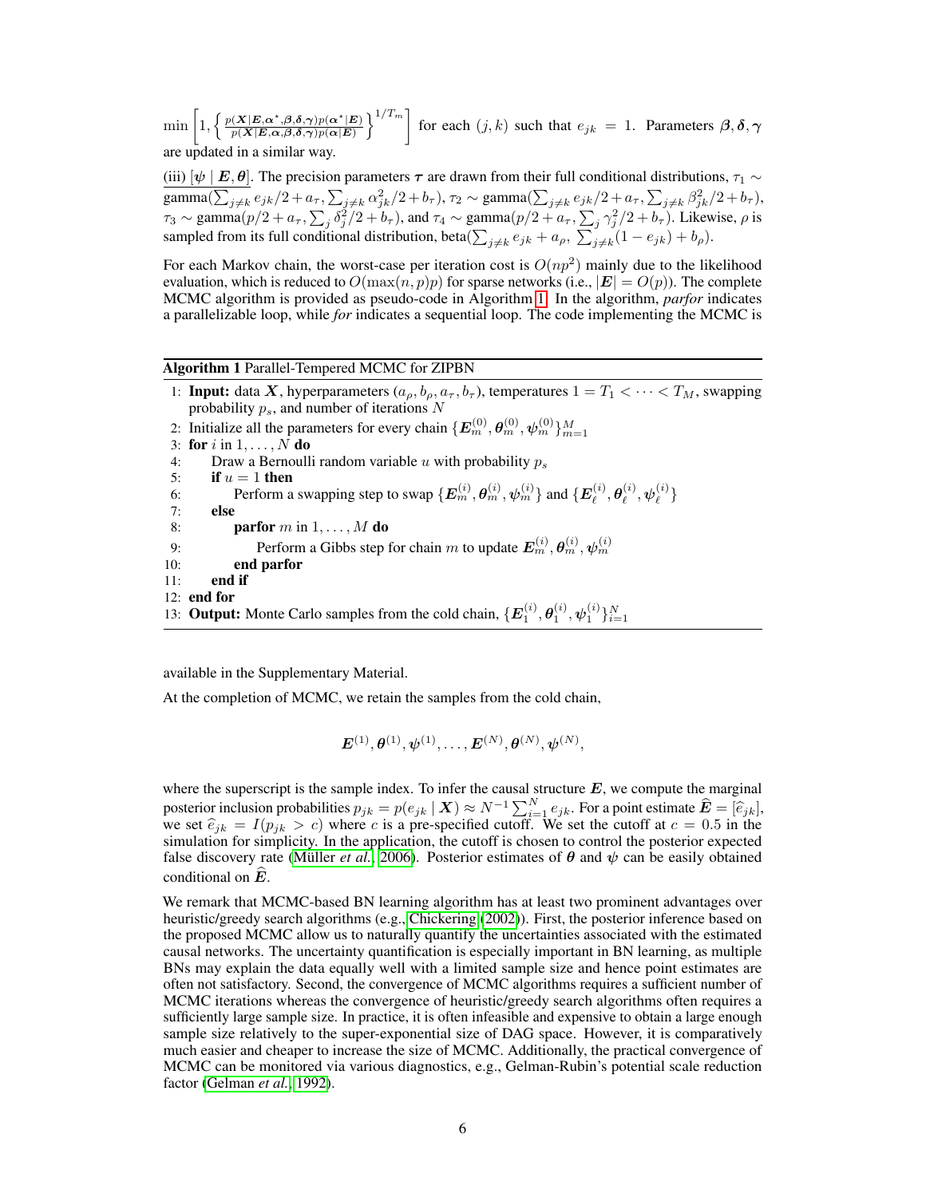$\min\left[1, \left\{\frac{p(\boldsymbol{X}|\boldsymbol{E},\boldsymbol{\alpha}^\star,\boldsymbol{\beta},\boldsymbol{\delta},\boldsymbol{\gamma})p(\boldsymbol{\alpha}^\star|\boldsymbol{E})}{p(\boldsymbol{X}|\boldsymbol{E},\boldsymbol{\alpha},\boldsymbol{\beta},\boldsymbol{\delta},\boldsymbol{\gamma})p(\boldsymbol{\alpha}|\boldsymbol{E})}\right\}^{1/T_m}\right]$ for each $(j,k)$ such that $e_{jk} = 1$. Parameters $\boldsymbol{\beta}, \boldsymbol{\delta}, \boldsymbol{\gamma}$ are updated in a similar way.

(iii) $[\boldsymbol{\psi} \mid \boldsymbol{E}, \boldsymbol{\theta}]$. The precision parameters $\boldsymbol{\tau}$ are drawn from their full conditional distributions, $\tau_1 \sim \text{gamma}(\sum_{j\neq k} e_{jk}/2 + a_\tau, \sum_{j\neq k} \alpha_{jk}^2/2 + b_\tau)$, $\tau_2 \sim \text{gamma}(\sum_{j\neq k} e_{jk}/2 + a_\tau, \sum_{j\neq k} \beta_{jk}^2/2 + b_\tau)$, $\tau_3 \sim \text{gamma}(p/2 + a_\tau, \sum_j \delta_j^2/2 + b_\tau)$, and $\tau_4 \sim \text{gamma}(p/2 + a_\tau, \sum_j \gamma_j^2/2 + b_\tau)$. Likewise, $\rho$ is sampled from its full conditional distribution, $\text{beta}(\sum_{j\neq k} e_{jk} + a_\rho, \sum_{j\neq k}(1 - e_{jk}) + b_\rho)$.

For each Markov chain, the worst-case per iteration cost is $O(np^2)$ mainly due to the likelihood evaluation, which is reduced to $O(\max(n,p)p)$ for sparse networks (i.e., $|\boldsymbol{E}| = O(p)$). The complete MCMC algorithm is provided as pseudo-code in Algorithm 1. In the algorithm, *parfor* indicates a parallelizable loop, while *for* indicates a sequential loop. The code implementing the MCMC is available in the Supplementary Material.

**Algorithm 1** Parallel-Tempered MCMC for ZIPBN

```
1:  Input: data X, hyperparameters (a_ρ, b_ρ, a_τ, b_τ), temperatures 1 = T_1 < ··· < T_M, swapping
    probability p_s, and number of iterations N
2:  Initialize all the parameters for every chain {E_m^(0), θ_m^(0), ψ_m^(0)}_{m=1}^M
3:  for i in 1,...,N do
4:      Draw a Bernoulli random variable u with probability p_s
5:      if u = 1 then
6:          Perform a swapping step to swap {E_m^(i), θ_m^(i), ψ_m^(i)} and {E_ℓ^(i), θ_ℓ^(i), ψ_ℓ^(i)}
7:      else
8:          parfor m in 1,...,M do
9:              Perform a Gibbs step for chain m to update E_m^(i), θ_m^(i), ψ_m^(i)
10:         end parfor
11:     end if
12: end for
13: Output: Monte Carlo samples from the cold chain, {E_1^(i), θ_1^(i), ψ_1^(i)}_{i=1}^N
```

At the completion of MCMC, we retain the samples from the cold chain,

$$\boldsymbol{E}^{(1)}, \boldsymbol{\theta}^{(1)}, \boldsymbol{\psi}^{(1)}, \ldots, \boldsymbol{E}^{(N)}, \boldsymbol{\theta}^{(N)}, \boldsymbol{\psi}^{(N)},$$

where the superscript is the sample index. To infer the causal structure $\boldsymbol{E}$, we compute the marginal posterior inclusion probabilities $p_{jk} = p(e_{jk} \mid \boldsymbol{X}) \approx N^{-1}\sum_{i=1}^{N} e_{jk}$. For a point estimate $\widehat{\boldsymbol{E}} = [\widehat{e}_{jk}]$, we set $\widehat{e}_{jk} = I(p_{jk} > c)$ where $c$ is a pre-specified cutoff. We set the cutoff at $c = 0.5$ in the simulation for simplicity. In the application, the cutoff is chosen to control the posterior expected false discovery rate (Müller *et al.*, 2006). Posterior estimates of $\boldsymbol{\theta}$ and $\boldsymbol{\psi}$ can be easily obtained conditional on $\widehat{\boldsymbol{E}}$.

We remark that MCMC-based BN learning algorithm has at least two prominent advantages over heuristic/greedy search algorithms (e.g., Chickering (2002)). First, the posterior inference based on the proposed MCMC allow us to naturally quantify the uncertainties associated with the estimated causal networks. The uncertainty quantification is especially important in BN learning, as multiple BNs may explain the data equally well with a limited sample size and hence point estimates are often not satisfactory. Second, the convergence of MCMC algorithms requires a sufficient number of MCMC iterations whereas the convergence of heuristic/greedy search algorithms often requires a sufficiently large sample size. In practice, it is often infeasible and expensive to obtain a large enough sample size relatively to the super-exponential size of DAG space. However, it is comparatively much easier and cheaper to increase the size of MCMC. Additionally, the practical convergence of MCMC can be monitored via various diagnostics, e.g., Gelman-Rubin's potential scale reduction factor (Gelman *et al.*, 1992).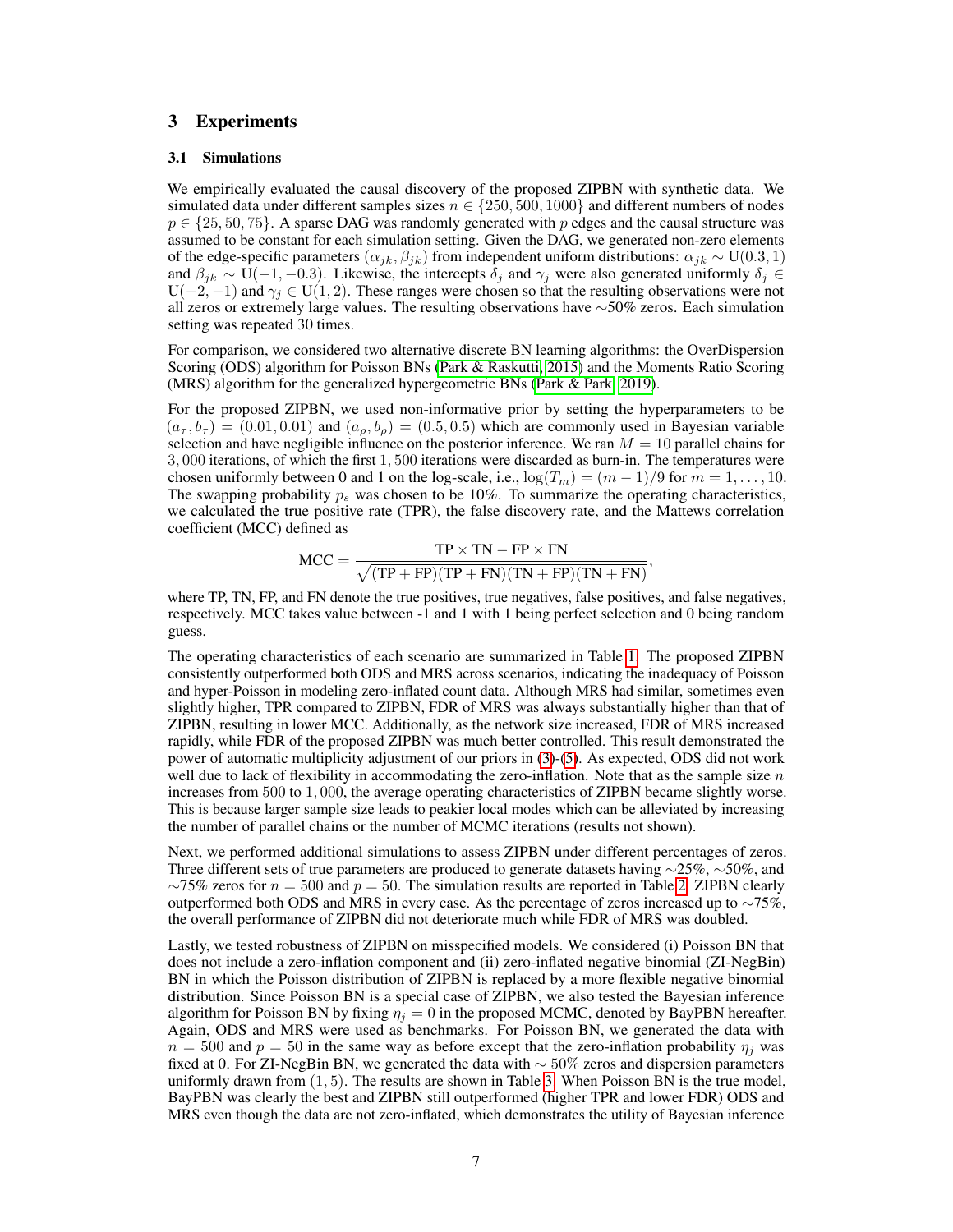## 3 Experiments

### 3.1 Simulations

We empirically evaluated the causal discovery of the proposed ZIPBN with synthetic data. We simulated data under different samples sizes $n \in \{250, 500, 1000\}$ and different numbers of nodes $p \in \{25, 50, 75\}$. A sparse DAG was randomly generated with $p$ edges and the causal structure was assumed to be constant for each simulation setting. Given the DAG, we generated non-zero elements of the edge-specific parameters $(\alpha_{jk}, \beta_{jk})$ from independent uniform distributions: $\alpha_{jk} \sim \mathrm{U}(0.3, 1)$ and $\beta_{jk} \sim \mathrm{U}(-1, -0.3)$. Likewise, the intercepts $\delta_j$ and $\gamma_j$ were also generated uniformly $\delta_j \in \mathrm{U}(-2, -1)$ and $\gamma_j \in \mathrm{U}(1, 2)$. These ranges were chosen so that the resulting observations were not all zeros or extremely large values. The resulting observations have $\sim$50% zeros. Each simulation setting was repeated 30 times.

For comparison, we considered two alternative discrete BN learning algorithms: the OverDispersion Scoring (ODS) algorithm for Poisson BNs (Park & Raskutti, 2015) and the Moments Ratio Scoring (MRS) algorithm for the generalized hypergeometric BNs (Park & Park, 2019).

For the proposed ZIPBN, we used non-informative prior by setting the hyperparameters to be $(a_\tau, b_\tau) = (0.01, 0.01)$ and $(a_\rho, b_\rho) = (0.5, 0.5)$ which are commonly used in Bayesian variable selection and have negligible influence on the posterior inference. We ran $M = 10$ parallel chains for $3,000$ iterations, of which the first $1,500$ iterations were discarded as burn-in. The temperatures were chosen uniformly between 0 and 1 on the log-scale, i.e., $\log(T_m) = (m-1)/9$ for $m = 1, \ldots, 10$. The swapping probability $p_s$ was chosen to be 10%. To summarize the operating characteristics, we calculated the true positive rate (TPR), the false discovery rate, and the Mattews correlation coefficient (MCC) defined as

$$\mathrm{MCC} = \frac{\mathrm{TP} \times \mathrm{TN} - \mathrm{FP} \times \mathrm{FN}}{\sqrt{(\mathrm{TP} + \mathrm{FP})(\mathrm{TP} + \mathrm{FN})(\mathrm{TN} + \mathrm{FP})(\mathrm{TN} + \mathrm{FN})}},$$

where TP, TN, FP, and FN denote the true positives, true negatives, false positives, and false negatives, respectively. MCC takes value between -1 and 1 with 1 being perfect selection and 0 being random guess.

The operating characteristics of each scenario are summarized in Table 1. The proposed ZIPBN consistently outperformed both ODS and MRS across scenarios, indicating the inadequacy of Poisson and hyper-Poisson in modeling zero-inflated count data. Although MRS had similar, sometimes even slightly higher, TPR compared to ZIPBN, FDR of MRS was always substantially higher than that of ZIPBN, resulting in lower MCC. Additionally, as the network size increased, FDR of MRS increased rapidly, while FDR of the proposed ZIPBN was much better controlled. This result demonstrated the power of automatic multiplicity adjustment of our priors in (3)-(5). As expected, ODS did not work well due to lack of flexibility in accommodating the zero-inflation. Note that as the sample size $n$ increases from 500 to $1,000$, the average operating characteristics of ZIPBN became slightly worse. This is because larger sample size leads to peakier local modes which can be alleviated by increasing the number of parallel chains or the number of MCMC iterations (results not shown).

Next, we performed additional simulations to assess ZIPBN under different percentages of zeros. Three different sets of true parameters are produced to generate datasets having $\sim$25%, $\sim$50%, and $\sim$75% zeros for $n = 500$ and $p = 50$. The simulation results are reported in Table 2. ZIPBN clearly outperformed both ODS and MRS in every case. As the percentage of zeros increased up to $\sim$75%, the overall performance of ZIPBN did not deteriorate much while FDR of MRS was doubled.

Lastly, we tested robustness of ZIPBN on misspecified models. We considered (i) Poisson BN that does not include a zero-inflation component and (ii) zero-inflated negative binomial (ZI-NegBin) BN in which the Poisson distribution of ZIPBN is replaced by a more flexible negative binomial distribution. Since Poisson BN is a special case of ZIPBN, we also tested the Bayesian inference algorithm for Poisson BN by fixing $\eta_j = 0$ in the proposed MCMC, denoted by BayPBN hereafter. Again, ODS and MRS were used as benchmarks. For Poisson BN, we generated the data with $n = 500$ and $p = 50$ in the same way as before except that the zero-inflation probability $\eta_j$ was fixed at 0. For ZI-NegBin BN, we generated the data with $\sim 50\%$ zeros and dispersion parameters uniformly drawn from $(1, 5)$. The results are shown in Table 3. When Poisson BN is the true model, BayPBN was clearly the best and ZIPBN still outperformed (higher TPR and lower FDR) ODS and MRS even though the data are not zero-inflated, which demonstrates the utility of Bayesian inference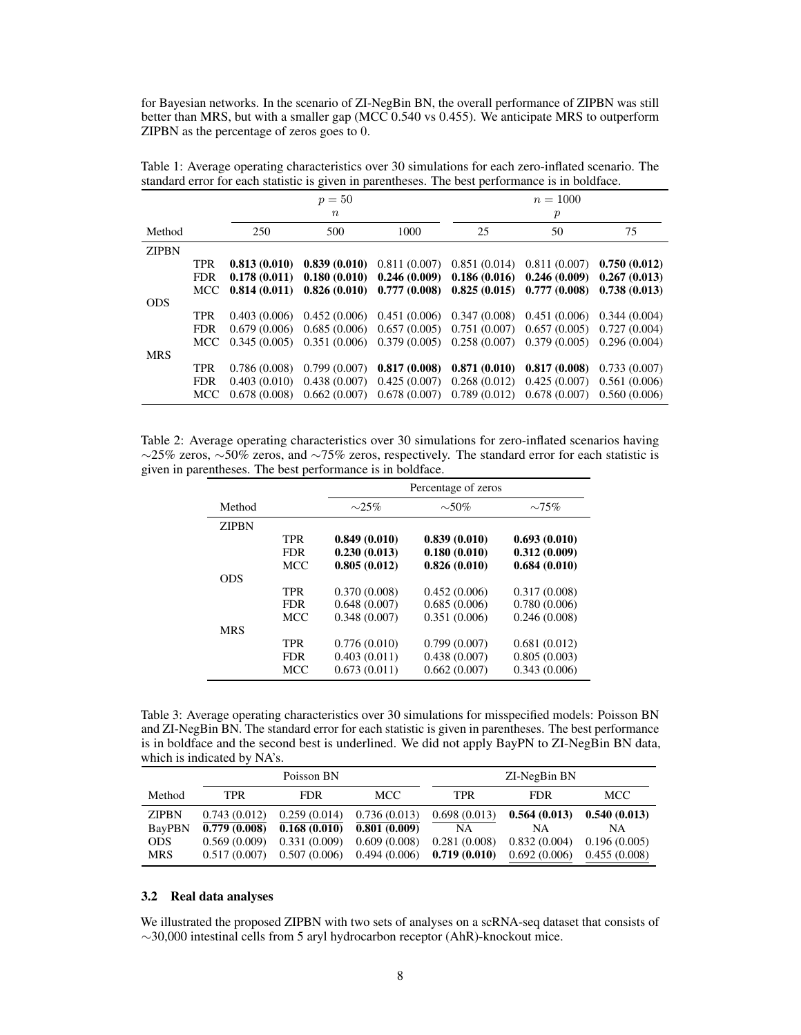for Bayesian networks. In the scenario of ZI-NegBin BN, the overall performance of ZIPBN was still better than MRS, but with a smaller gap (MCC 0.540 vs 0.455). We anticipate MRS to outperform ZIPBN as the percentage of zeros goes to 0.

Table 1: Average operating characteristics over 30 simulations for each zero-inflated scenario. The standard error for each statistic is given in parentheses. The best performance is in boldface.

| | | $p = 50$ | | | $n = 1000$ | | |
|---|---|---|---|---|---|---|---|
| | | $n$ | | | $p$ | | |
| Method | | 250 | 500 | 1000 | 25 | 50 | 75 |
| ZIPBN | | | | | | | |
| | TPR | **0.813 (0.010)** | **0.839 (0.010)** | 0.811 (0.007) | 0.851 (0.014) | 0.811 (0.007) | **0.750 (0.012)** |
| | FDR | **0.178 (0.011)** | **0.180 (0.010)** | **0.246 (0.009)** | **0.186 (0.016)** | **0.246 (0.009)** | **0.267 (0.013)** |
| | MCC | **0.814 (0.011)** | **0.826 (0.010)** | **0.777 (0.008)** | **0.825 (0.015)** | **0.777 (0.008)** | **0.738 (0.013)** |
| ODS | | | | | | | |
| | TPR | 0.403 (0.006) | 0.452 (0.006) | 0.451 (0.006) | 0.347 (0.008) | 0.451 (0.006) | 0.344 (0.004) |
| | FDR | 0.679 (0.006) | 0.685 (0.006) | 0.657 (0.005) | 0.751 (0.007) | 0.657 (0.005) | 0.727 (0.004) |
| | MCC | 0.345 (0.005) | 0.351 (0.006) | 0.379 (0.005) | 0.258 (0.007) | 0.379 (0.005) | 0.296 (0.004) |
| MRS | | | | | | | |
| | TPR | 0.786 (0.008) | 0.799 (0.007) | **0.817 (0.008)** | **0.871 (0.010)** | **0.817 (0.008)** | 0.733 (0.007) |
| | FDR | 0.403 (0.010) | 0.438 (0.007) | 0.425 (0.007) | 0.268 (0.012) | 0.425 (0.007) | 0.561 (0.006) |
| | MCC | 0.678 (0.008) | 0.662 (0.007) | 0.678 (0.007) | 0.789 (0.012) | 0.678 (0.007) | 0.560 (0.006) |

Table 2: Average operating characteristics over 30 simulations for zero-inflated scenarios having ∼25% zeros, ∼50% zeros, and ∼75% zeros, respectively. The standard error for each statistic is given in parentheses. The best performance is in boldface.

| | | Percentage of zeros | | |
|---|---|---|---|---|
| Method | | ∼25% | ∼50% | ∼75% |
| ZIPBN | | | | |
| | TPR | **0.849 (0.010)** | **0.839 (0.010)** | **0.693 (0.010)** |
| | FDR | **0.230 (0.013)** | **0.180 (0.010)** | **0.312 (0.009)** |
| | MCC | **0.805 (0.012)** | **0.826 (0.010)** | **0.684 (0.010)** |
| ODS | | | | |
| | TPR | 0.370 (0.008) | 0.452 (0.006) | 0.317 (0.008) |
| | FDR | 0.648 (0.007) | 0.685 (0.006) | 0.780 (0.006) |
| | MCC | 0.348 (0.007) | 0.351 (0.006) | 0.246 (0.008) |
| MRS | | | | |
| | TPR | 0.776 (0.010) | 0.799 (0.007) | 0.681 (0.012) |
| | FDR | 0.403 (0.011) | 0.438 (0.007) | 0.805 (0.003) |
| | MCC | 0.673 (0.011) | 0.662 (0.007) | 0.343 (0.006) |

Table 3: Average operating characteristics over 30 simulations for misspecified models: Poisson BN and ZI-NegBin BN. The standard error for each statistic is given in parentheses. The best performance is in boldface and the second best is underlined. We did not apply BayPN to ZI-NegBin BN data, which is indicated by NA's.

| | Poisson BN | | | ZI-NegBin BN | | |
|---|---|---|---|---|---|---|
| Method | TPR | FDR | MCC | TPR | FDR | MCC |
| ZIPBN | 0.743 (0.012) | 0.259 (0.014) | 0.736 (0.013) | 0.698 (0.013) | **0.564 (0.013)** | **0.540 (0.013)** |
| BayPBN | **0.779 (0.008)** | **0.168 (0.010)** | **0.801 (0.009)** | NA | NA | NA |
| ODS | 0.569 (0.009) | 0.331 (0.009) | 0.609 (0.008) | 0.281 (0.008) | 0.832 (0.004) | 0.196 (0.005) |
| MRS | 0.517 (0.007) | 0.507 (0.006) | 0.494 (0.006) | **0.719 (0.010)** | <u>0.692 (0.006)</u> | <u>0.455 (0.008)</u> |

### 3.2 Real data analyses

We illustrated the proposed ZIPBN with two sets of analyses on a scRNA-seq dataset that consists of ∼30,000 intestinal cells from 5 aryl hydrocarbon receptor (AhR)-knockout mice.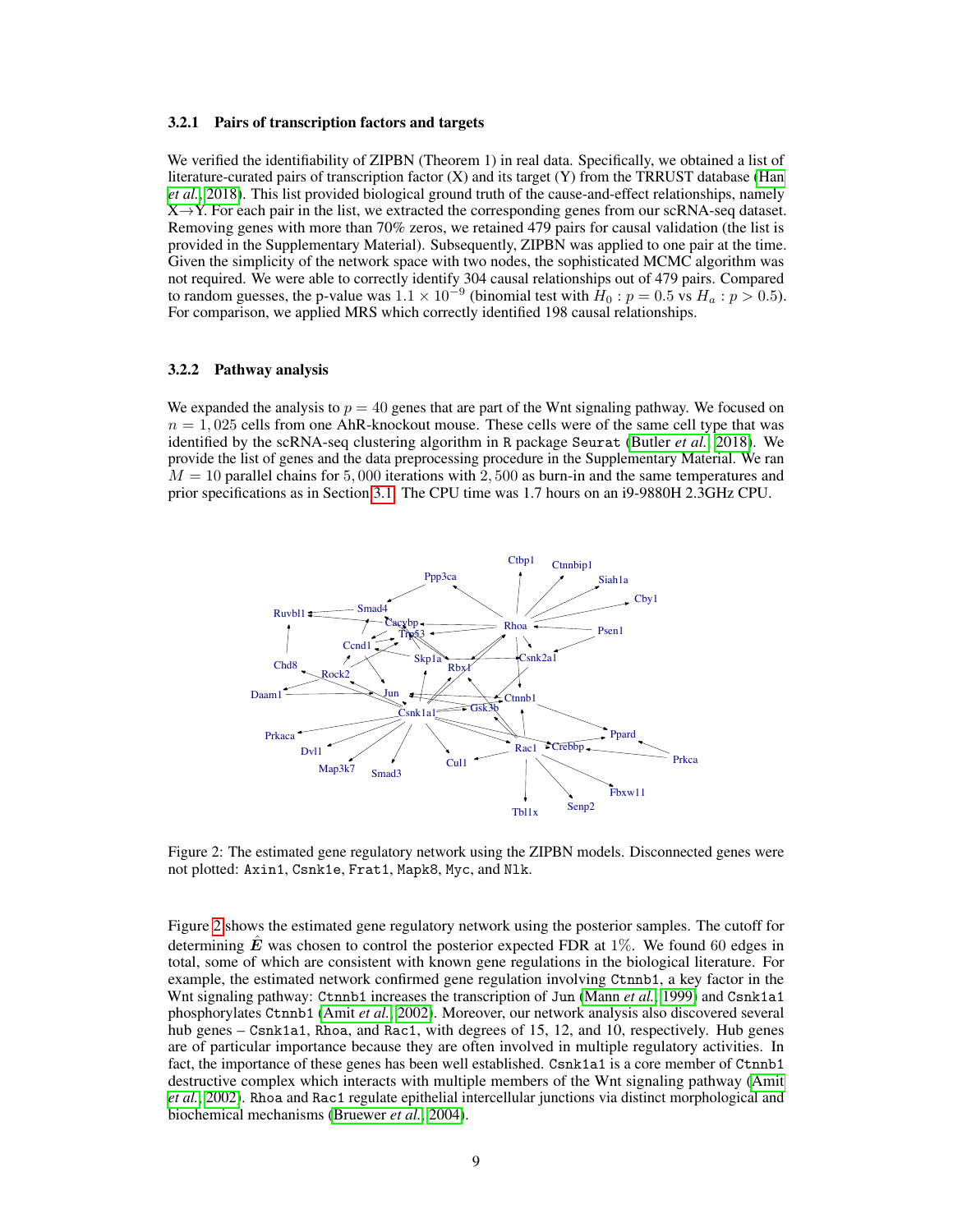### 3.2.1 Pairs of transcription factors and targets

We verified the identifiability of ZIPBN (Theorem 1) in real data. Specifically, we obtained a list of literature-curated pairs of transcription factor (X) and its target (Y) from the TRRUST database (Han *et al.*, 2018). This list provided biological ground truth of the cause-and-effect relationships, namely X→Y. For each pair in the list, we extracted the corresponding genes from our scRNA-seq dataset. Removing genes with more than 70% zeros, we retained 479 pairs for causal validation (the list is provided in the Supplementary Material). Subsequently, ZIPBN was applied to one pair at the time. Given the simplicity of the network space with two nodes, the sophisticated MCMC algorithm was not required. We were able to correctly identify 304 causal relationships out of 479 pairs. Compared to random guesses, the p-value was $1.1 \times 10^{-9}$ (binomial test with $H_0 : p = 0.5$ vs $H_a : p > 0.5$). For comparison, we applied MRS which correctly identified 198 causal relationships.

### 3.2.2 Pathway analysis

We expanded the analysis to $p = 40$ genes that are part of the Wnt signaling pathway. We focused on $n = 1,025$ cells from one AhR-knockout mouse. These cells were of the same cell type that was identified by the scRNA-seq clustering algorithm in R package `Seurat` (Butler *et al.*, 2018). We provide the list of genes and the data preprocessing procedure in the Supplementary Material. We ran $M = 10$ parallel chains for 5,000 iterations with 2,500 as burn-in and the same temperatures and prior specifications as in Section 3.1. The CPU time was 1.7 hours on an i9-9880H 2.3GHz CPU.

Figure 2: The estimated gene regulatory network using the ZIPBN models. Disconnected genes were not plotted: `Axin1`, `Csnk1e`, `Frat1`, `Mapk8`, `Myc`, and `Nlk`.

Figure 2 shows the estimated gene regulatory network using the posterior samples. The cutoff for determining $\hat{\boldsymbol{E}}$ was chosen to control the posterior expected FDR at 1%. We found 60 edges in total, some of which are consistent with known gene regulations in the biological literature. For example, the estimated network confirmed gene regulation involving `Ctnnb1`, a key factor in the Wnt signaling pathway: `Ctnnb1` increases the transcription of `Jun` (Mann *et al.*, 1999) and `Csnk1a1` phosphorylates `Ctnnb1` (Amit *et al.*, 2002). Moreover, our network analysis also discovered several hub genes – `Csnk1a1`, `Rhoa`, and `Rac1`, with degrees of 15, 12, and 10, respectively. Hub genes are of particular importance because they are often involved in multiple regulatory activities. In fact, the importance of these genes has been well established. `Csnk1a1` is a core member of `Ctnnb1` destructive complex which interacts with multiple members of the Wnt signaling pathway (Amit *et al.*, 2002). `Rhoa` and `Rac1` regulate epithelial intercellular junctions via distinct morphological and biochemical mechanisms (Bruewer *et al.*, 2004).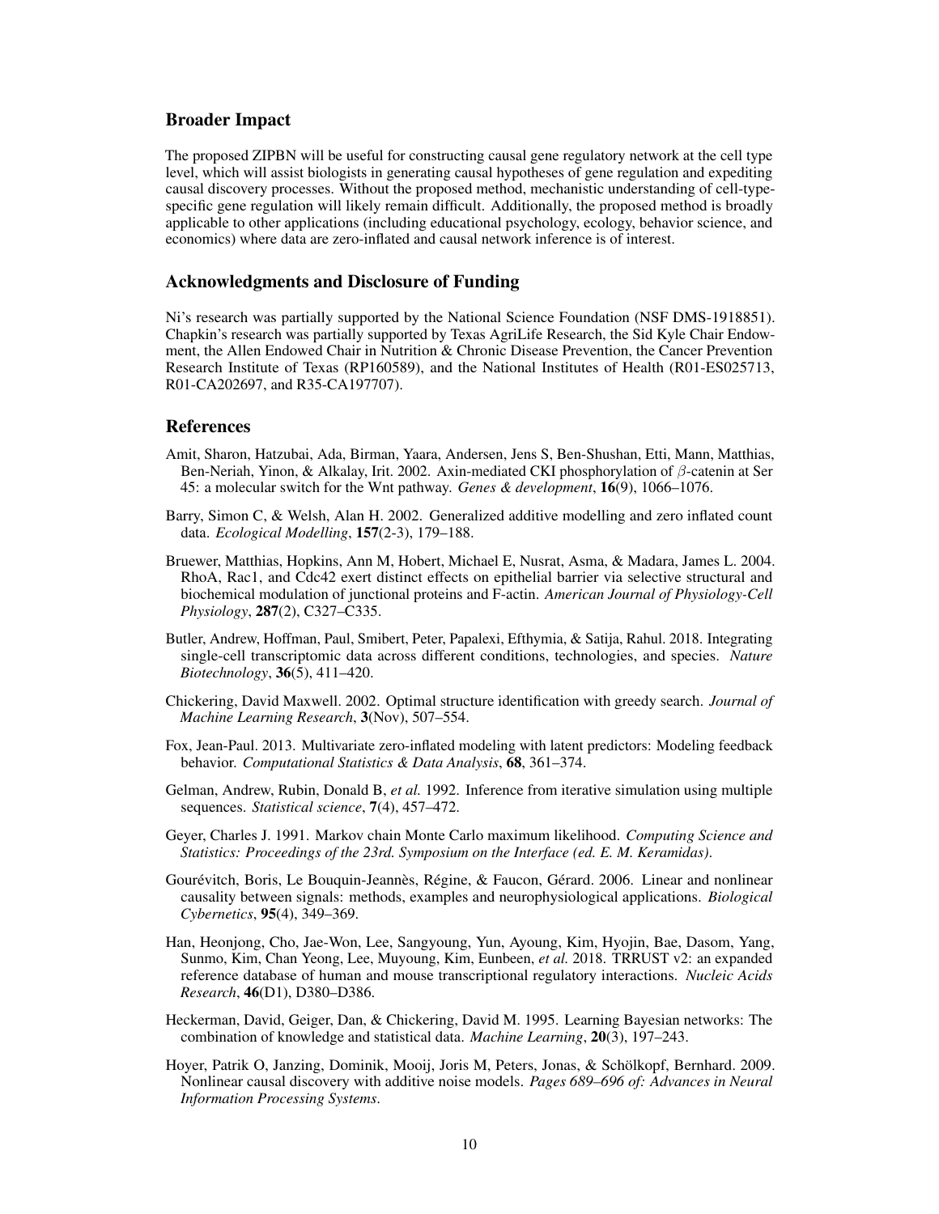## Broader Impact

The proposed ZIPBN will be useful for constructing causal gene regulatory network at the cell type level, which will assist biologists in generating causal hypotheses of gene regulation and expediting causal discovery processes. Without the proposed method, mechanistic understanding of cell-type-specific gene regulation will likely remain difficult. Additionally, the proposed method is broadly applicable to other applications (including educational psychology, ecology, behavior science, and economics) where data are zero-inflated and causal network inference is of interest.

## Acknowledgments and Disclosure of Funding

Ni's research was partially supported by the National Science Foundation (NSF DMS-1918851). Chapkin's research was partially supported by Texas AgriLife Research, the Sid Kyle Chair Endowment, the Allen Endowed Chair in Nutrition & Chronic Disease Prevention, the Cancer Prevention Research Institute of Texas (RP160589), and the National Institutes of Health (R01-ES025713, R01-CA202697, and R35-CA197707).

## References

Amit, Sharon, Hatzubai, Ada, Birman, Yaara, Andersen, Jens S, Ben-Shushan, Etti, Mann, Matthias, Ben-Neriah, Yinon, & Alkalay, Irit. 2002. Axin-mediated CKI phosphorylation of $\beta$-catenin at Ser 45: a molecular switch for the Wnt pathway. *Genes & development*, **16**(9), 1066–1076.

Barry, Simon C, & Welsh, Alan H. 2002. Generalized additive modelling and zero inflated count data. *Ecological Modelling*, **157**(2-3), 179–188.

Bruewer, Matthias, Hopkins, Ann M, Hobert, Michael E, Nusrat, Asma, & Madara, James L. 2004. RhoA, Rac1, and Cdc42 exert distinct effects on epithelial barrier via selective structural and biochemical modulation of junctional proteins and F-actin. *American Journal of Physiology-Cell Physiology*, **287**(2), C327–C335.

Butler, Andrew, Hoffman, Paul, Smibert, Peter, Papalexi, Efthymia, & Satija, Rahul. 2018. Integrating single-cell transcriptomic data across different conditions, technologies, and species. *Nature Biotechnology*, **36**(5), 411–420.

Chickering, David Maxwell. 2002. Optimal structure identification with greedy search. *Journal of Machine Learning Research*, **3**(Nov), 507–554.

Fox, Jean-Paul. 2013. Multivariate zero-inflated modeling with latent predictors: Modeling feedback behavior. *Computational Statistics & Data Analysis*, **68**, 361–374.

Gelman, Andrew, Rubin, Donald B, *et al.* 1992. Inference from iterative simulation using multiple sequences. *Statistical science*, **7**(4), 457–472.

Geyer, Charles J. 1991. Markov chain Monte Carlo maximum likelihood. *Computing Science and Statistics: Proceedings of the 23rd. Symposium on the Interface (ed. E. M. Keramidas)*.

Gourévitch, Boris, Le Bouquin-Jeannès, Régine, & Faucon, Gérard. 2006. Linear and nonlinear causality between signals: methods, examples and neurophysiological applications. *Biological Cybernetics*, **95**(4), 349–369.

Han, Heonjong, Cho, Jae-Won, Lee, Sangyoung, Yun, Ayoung, Kim, Hyojin, Bae, Dasom, Yang, Sunmo, Kim, Chan Yeong, Lee, Muyoung, Kim, Eunbeen, *et al.* 2018. TRRUST v2: an expanded reference database of human and mouse transcriptional regulatory interactions. *Nucleic Acids Research*, **46**(D1), D380–D386.

Heckerman, David, Geiger, Dan, & Chickering, David M. 1995. Learning Bayesian networks: The combination of knowledge and statistical data. *Machine Learning*, **20**(3), 197–243.

Hoyer, Patrik O, Janzing, Dominik, Mooij, Joris M, Peters, Jonas, & Schölkopf, Bernhard. 2009. Nonlinear causal discovery with additive noise models. *Pages 689–696 of: Advances in Neural Information Processing Systems*.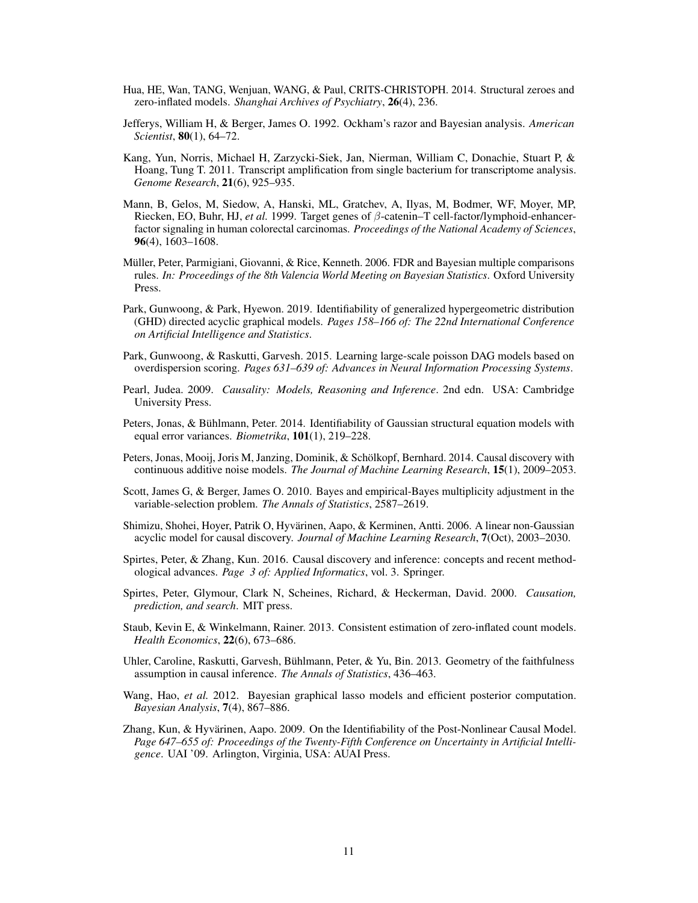Hua, HE, Wan, TANG, Wenjuan, WANG, & Paul, CRITS-CHRISTOPH. 2014. Structural zeroes and zero-inflated models. *Shanghai Archives of Psychiatry*, **26**(4), 236.

Jefferys, William H, & Berger, James O. 1992. Ockham's razor and Bayesian analysis. *American Scientist*, **80**(1), 64–72.

Kang, Yun, Norris, Michael H, Zarzycki-Siek, Jan, Nierman, William C, Donachie, Stuart P, & Hoang, Tung T. 2011. Transcript amplification from single bacterium for transcriptome analysis. *Genome Research*, **21**(6), 925–935.

Mann, B, Gelos, M, Siedow, A, Hanski, ML, Gratchev, A, Ilyas, M, Bodmer, WF, Moyer, MP, Riecken, EO, Buhr, HJ, *et al.* 1999. Target genes of $\beta$-catenin–T cell-factor/lymphoid-enhancer-factor signaling in human colorectal carcinomas. *Proceedings of the National Academy of Sciences*, **96**(4), 1603–1608.

Müller, Peter, Parmigiani, Giovanni, & Rice, Kenneth. 2006. FDR and Bayesian multiple comparisons rules. *In: Proceedings of the 8th Valencia World Meeting on Bayesian Statistics*. Oxford University Press.

Park, Gunwoong, & Park, Hyewon. 2019. Identifiability of generalized hypergeometric distribution (GHD) directed acyclic graphical models. *Pages 158–166 of: The 22nd International Conference on Artificial Intelligence and Statistics*.

Park, Gunwoong, & Raskutti, Garvesh. 2015. Learning large-scale poisson DAG models based on overdispersion scoring. *Pages 631–639 of: Advances in Neural Information Processing Systems*.

Pearl, Judea. 2009. *Causality: Models, Reasoning and Inference*. 2nd edn. USA: Cambridge University Press.

Peters, Jonas, & Bühlmann, Peter. 2014. Identifiability of Gaussian structural equation models with equal error variances. *Biometrika*, **101**(1), 219–228.

Peters, Jonas, Mooij, Joris M, Janzing, Dominik, & Schölkopf, Bernhard. 2014. Causal discovery with continuous additive noise models. *The Journal of Machine Learning Research*, **15**(1), 2009–2053.

Scott, James G, & Berger, James O. 2010. Bayes and empirical-Bayes multiplicity adjustment in the variable-selection problem. *The Annals of Statistics*, 2587–2619.

Shimizu, Shohei, Hoyer, Patrik O, Hyvärinen, Aapo, & Kerminen, Antti. 2006. A linear non-Gaussian acyclic model for causal discovery. *Journal of Machine Learning Research*, **7**(Oct), 2003–2030.

Spirtes, Peter, & Zhang, Kun. 2016. Causal discovery and inference: concepts and recent methodological advances. *Page 3 of: Applied Informatics*, vol. 3. Springer.

Spirtes, Peter, Glymour, Clark N, Scheines, Richard, & Heckerman, David. 2000. *Causation, prediction, and search*. MIT press.

Staub, Kevin E, & Winkelmann, Rainer. 2013. Consistent estimation of zero-inflated count models. *Health Economics*, **22**(6), 673–686.

Uhler, Caroline, Raskutti, Garvesh, Bühlmann, Peter, & Yu, Bin. 2013. Geometry of the faithfulness assumption in causal inference. *The Annals of Statistics*, 436–463.

Wang, Hao, *et al.* 2012. Bayesian graphical lasso models and efficient posterior computation. *Bayesian Analysis*, **7**(4), 867–886.

Zhang, Kun, & Hyvärinen, Aapo. 2009. On the Identifiability of the Post-Nonlinear Causal Model. *Page 647–655 of: Proceedings of the Twenty-Fifth Conference on Uncertainty in Artificial Intelligence*. UAI '09. Arlington, Virginia, USA: AUAI Press.